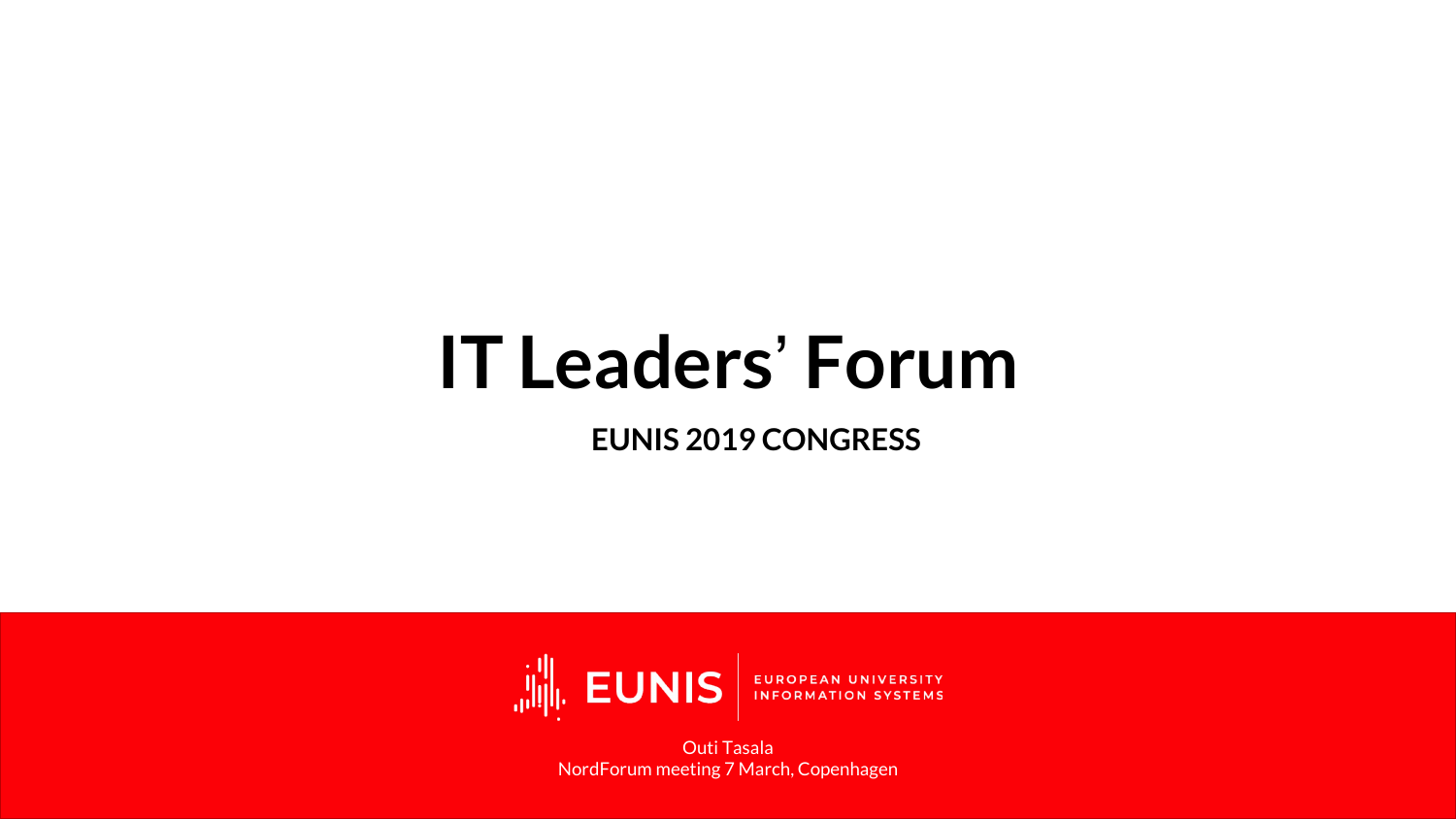# IT Leaders' Forum

**EUNIS 2019 CONGRESS**

EUNIS | EUROPEAN UNIVERSITY INFORMATION SYSTEMS

Outi Tasala
NordForum meeting 7 March, Copenhagen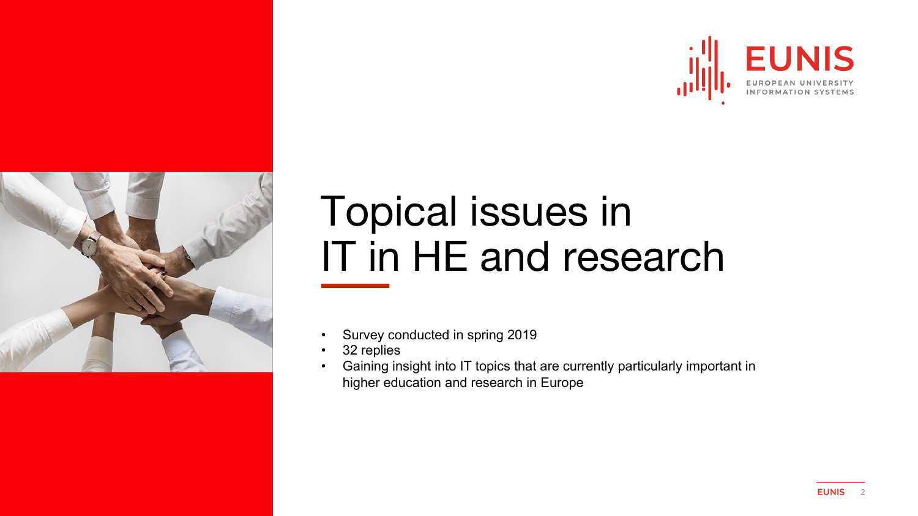# Topical issues in IT in HE and research

- Survey conducted in spring 2019
- 32 replies
- Gaining insight into IT topics that are currently particularly important in higher education and research in Europe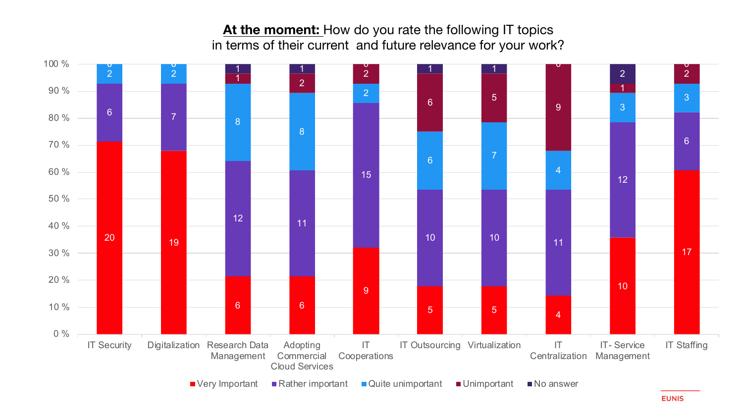## **At the moment:** How do you rate the following IT topics in terms of their current and future relevance for your work?

| Topic | Very Important | Rather important | Quite unimportant | Unimportant | No answer |
|---|---|---|---|---|---|
| IT Security | 20 | 6 | 2 | 0 | |
| Digitalization | 19 | 7 | 2 | 0 | |
| Research Data Management | 6 | 12 | 8 | 1 | 1 |
| Adopting Commercial Cloud Services | 6 | 11 | 8 | 2 | 1 |
| IT Cooperations | 9 | 15 | 2 | 2 | 0 |
| IT Outsourcing | 5 | 10 | 6 | 6 | 1 |
| Virtualization | 5 | 10 | 7 | 5 | 1 |
| IT Centralization | 4 | 11 | 4 | 9 | 0 |
| IT- Service Management | 10 | 12 | 3 | 1 | 2 |
| IT Staffing | 17 | 6 | 3 | 2 | 0 |

EUNIS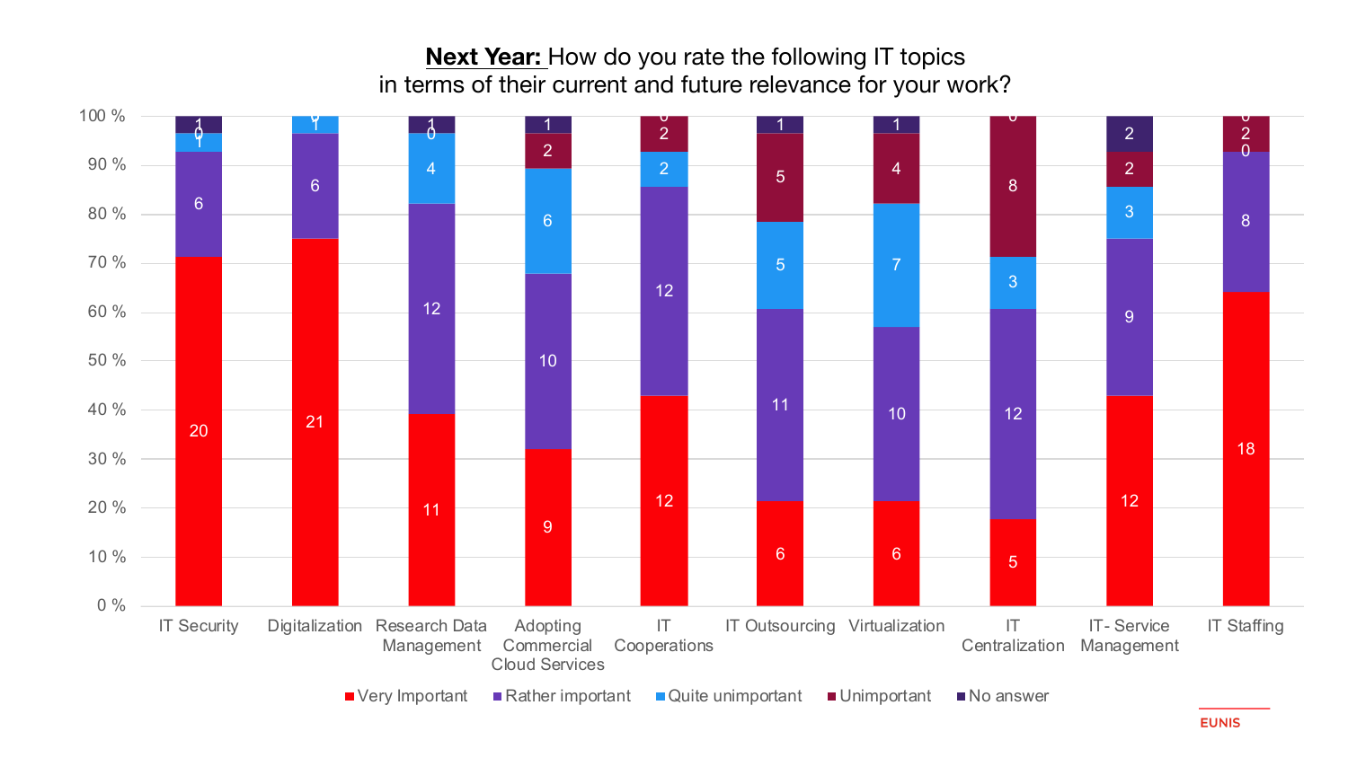## **Next Year:** How do you rate the following IT topics in terms of their current and future relevance for your work?

| Topic | Very Important | Rather important | Quite unimportant | Unimportant | No answer |
|---|---|---|---|---|---|
| IT Security | 20 | 6 | 1 | 0 | 1 |
| Digitalization | 21 | 6 | 1 | 0 | |
| Research Data Management | 11 | 12 | 4 | 0 | 1 |
| Adopting Commercial Cloud Services | 9 | 10 | 6 | 2 | 1 |
| IT Cooperations | 12 | 12 | 2 | 2 | 0 |
| IT Outsourcing | 6 | 11 | 5 | 5 | 1 |
| Virtualization | 6 | 10 | 7 | 4 | 1 |
| IT Centralization | 5 | 12 | 3 | 8 | 0 |
| IT- Service Management | 12 | 9 | 3 | 2 | 2 |
| IT Staffing | 18 | 8 | 0 | 2 | 0 |

EUNIS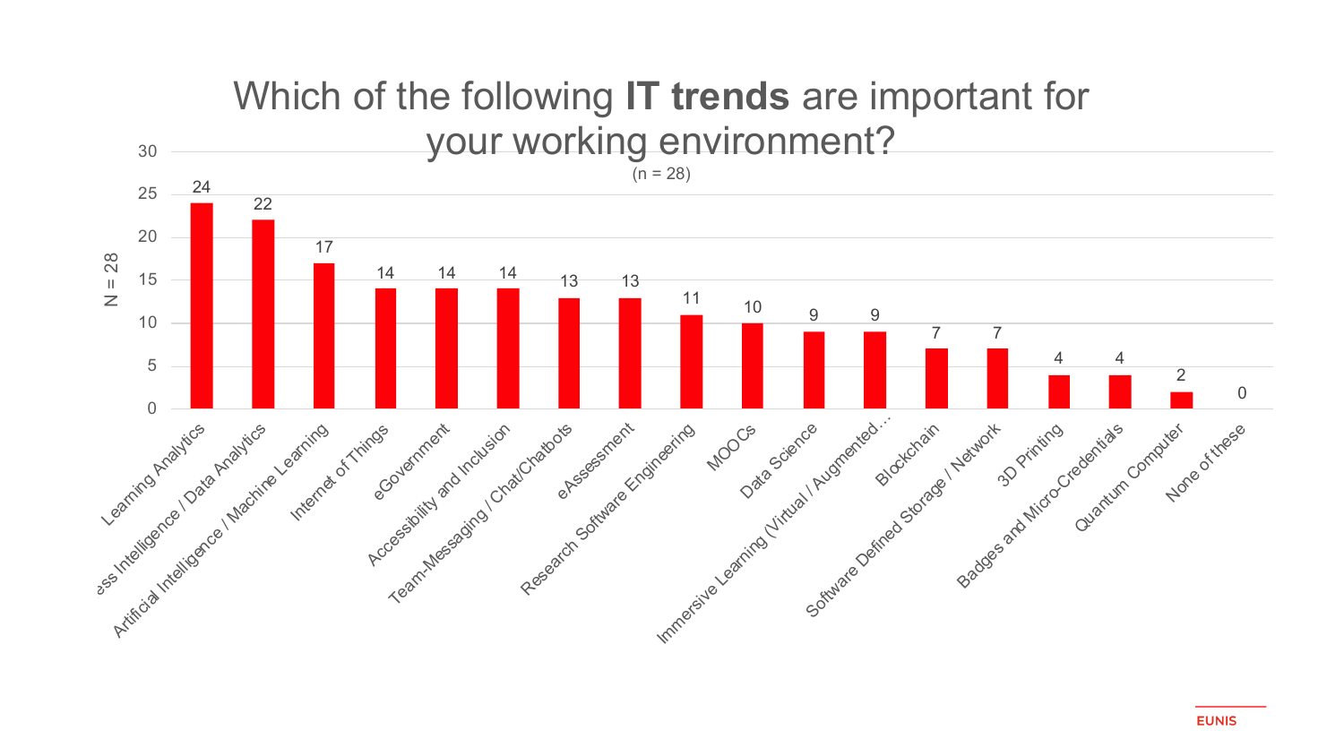# Which of the following **IT trends** are important for your working environment?

(n = 28)

| IT trend | N = 28 |
|---|---|
| Learning Analytics | 24 |
| Business Intelligence / Data Analytics | 22 |
| Artificial Intelligence / Machine Learning | 17 |
| Internet of Things | 14 |
| eGovernment | 14 |
| Accessibility and Inclusion | 14 |
| Team-Messaging / Chat/Chatbots | 13 |
| eAssessment | 13 |
| Research Software Engineering | 11 |
| MOOCs | 10 |
| Data Science | 9 |
| Immersive Learning (Virtual / Augmented… | 9 |
| Blockchain | 7 |
| Software Defined Storage / Network | 7 |
| 3D Printing | 4 |
| Badges and Micro-Credentials | 4 |
| Quantum Computer | 2 |
| None of these | 0 |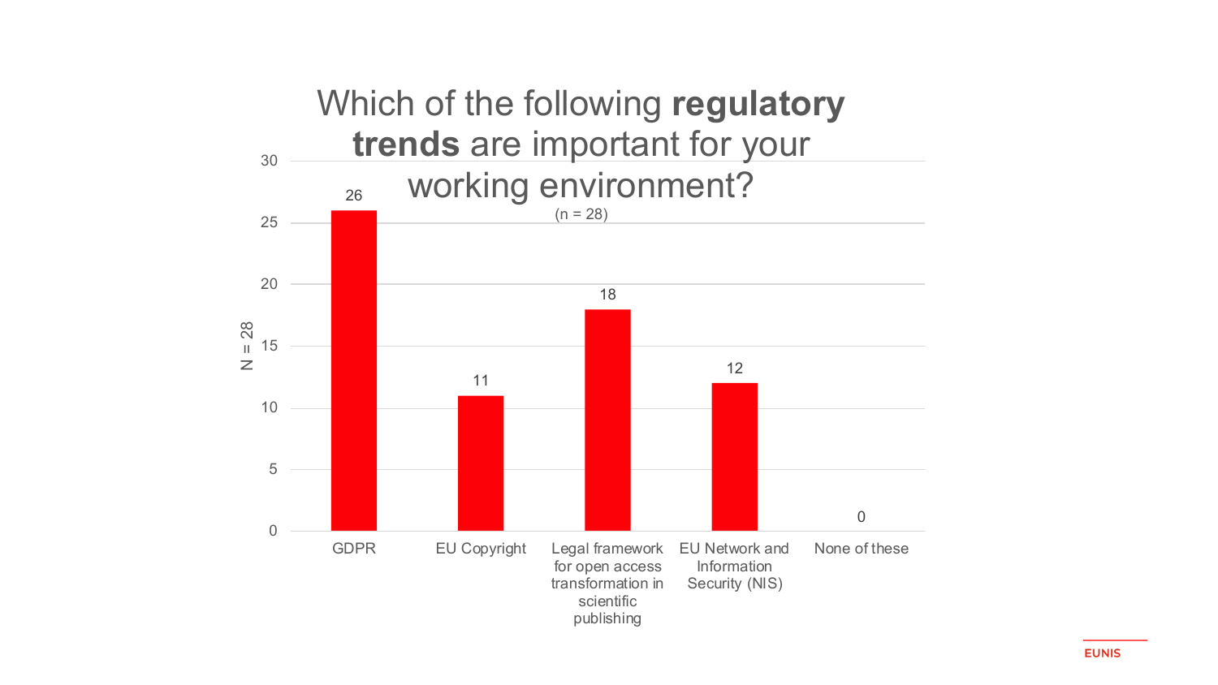# Which of the following **regulatory trends** are important for your working environment?

(n = 28)

| Regulatory trend | N = 28 |
| --- | --- |
| GDPR | 26 |
| EU Copyright | 11 |
| Legal framework for open access transformation in scientific publishing | 18 |
| EU Network and Information Security (NIS) | 12 |
| None of these | 0 |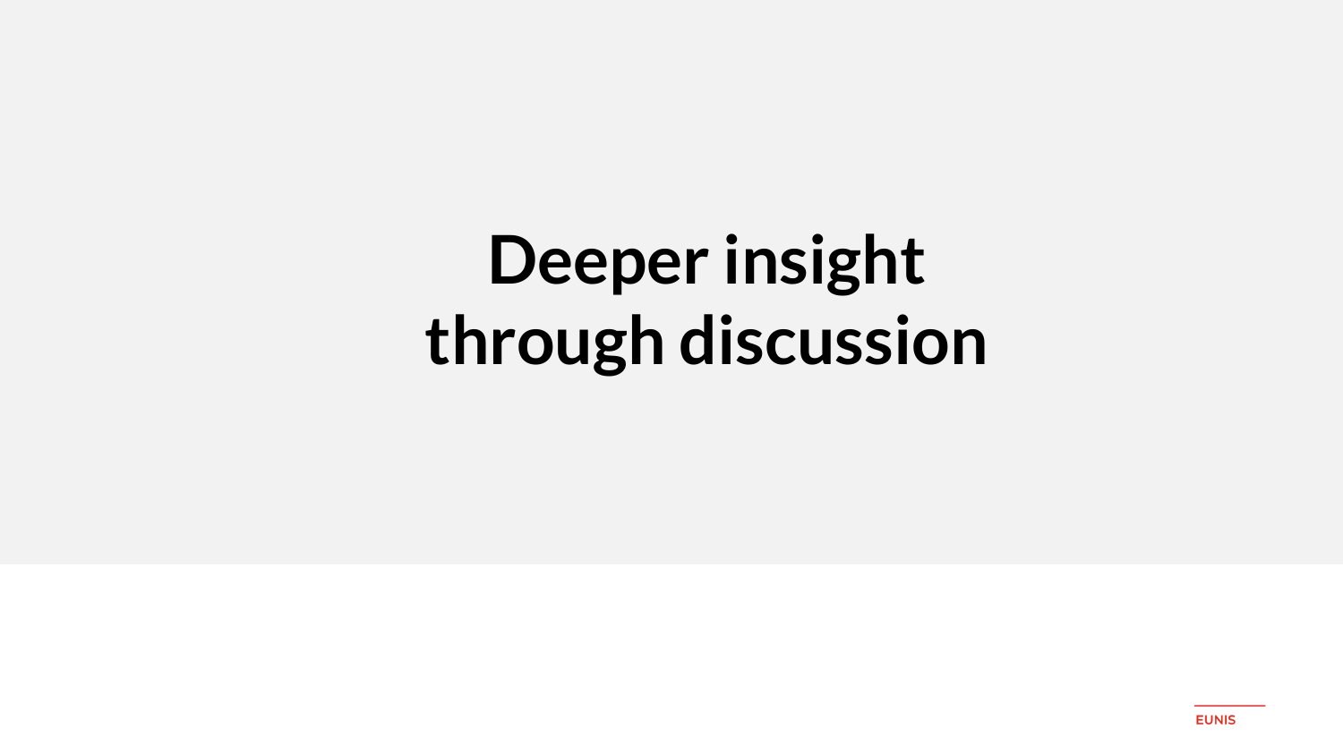# Deeper insight through discussion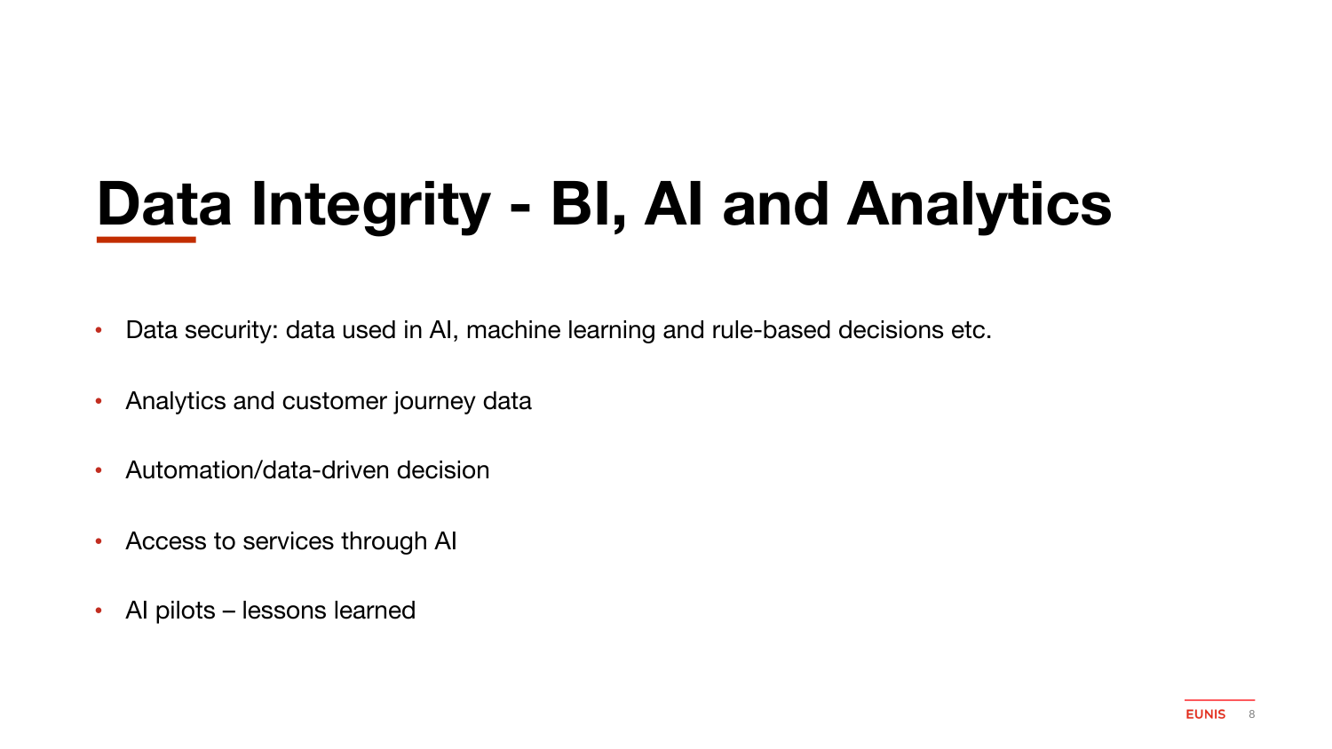# Data Integrity - BI, AI and Analytics

- Data security: data used in AI, machine learning and rule-based decisions etc.
- Analytics and customer journey data
- Automation/data-driven decision
- Access to services through AI
- AI pilots – lessons learned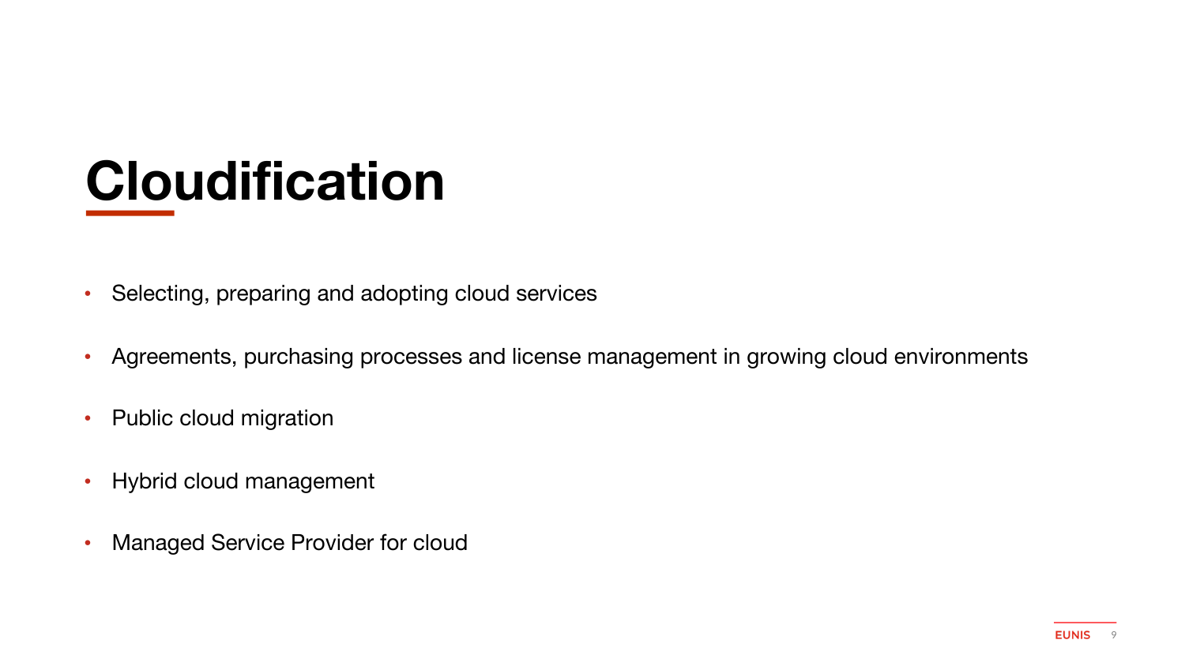# Cloudification

- Selecting, preparing and adopting cloud services
- Agreements, purchasing processes and license management in growing cloud environments
- Public cloud migration
- Hybrid cloud management
- Managed Service Provider for cloud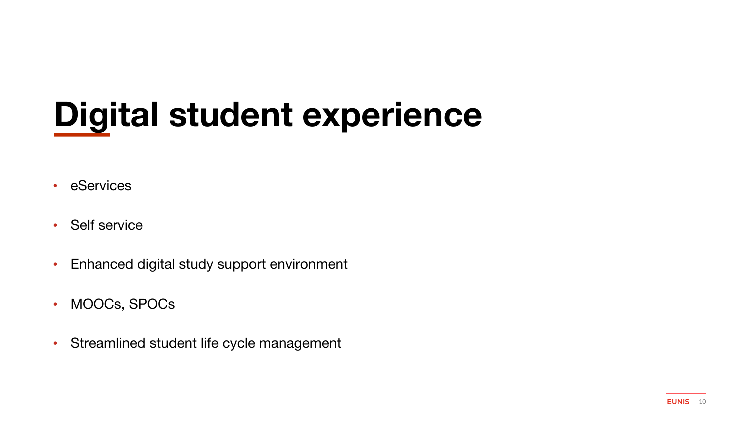# Digital student experience

- eServices
- Self service
- Enhanced digital study support environment
- MOOCs, SPOCs
- Streamlined student life cycle management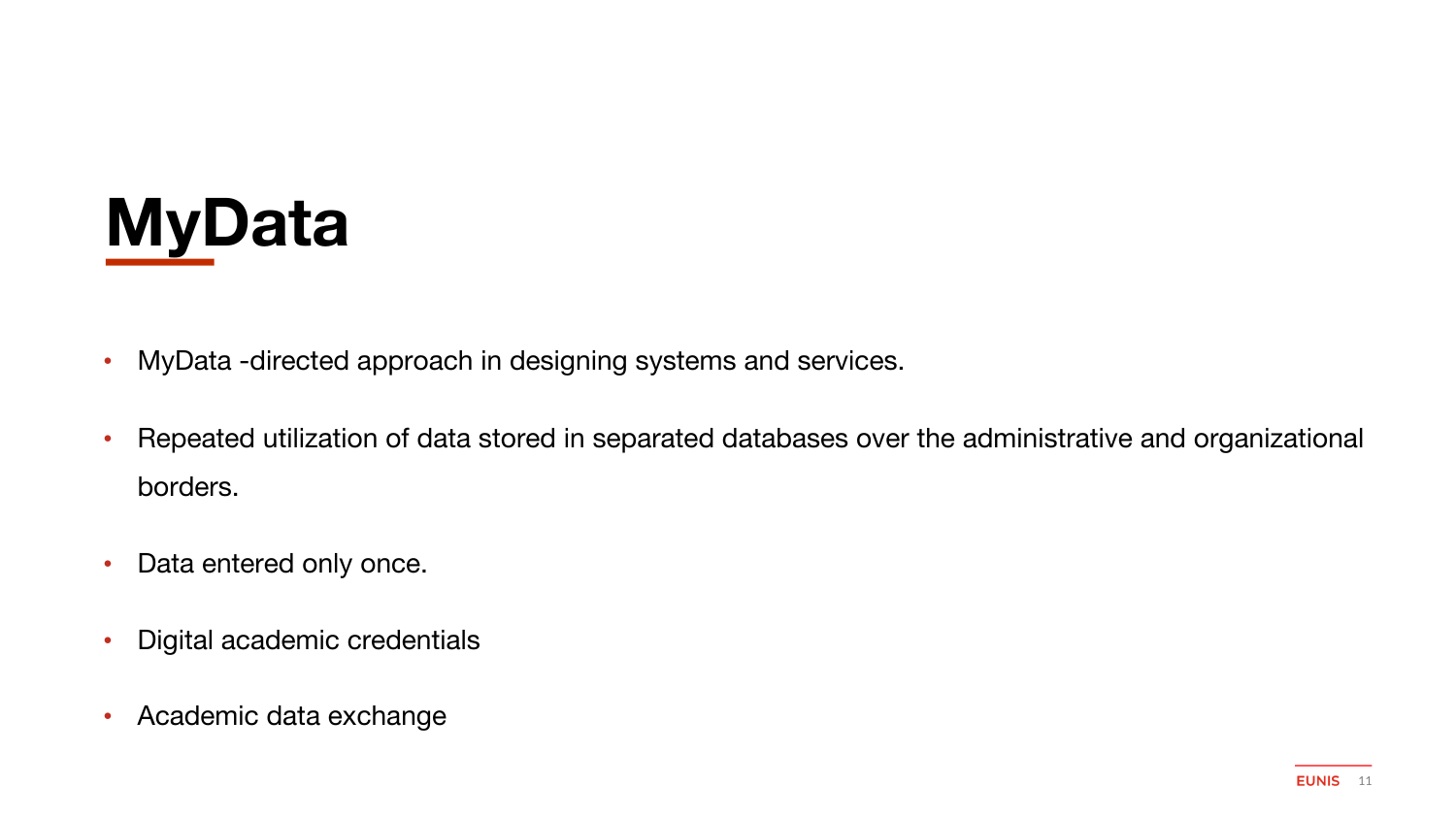# MyData

- MyData -directed approach in designing systems and services.
- Repeated utilization of data stored in separated databases over the administrative and organizational borders.
- Data entered only once.
- Digital academic credentials
- Academic data exchange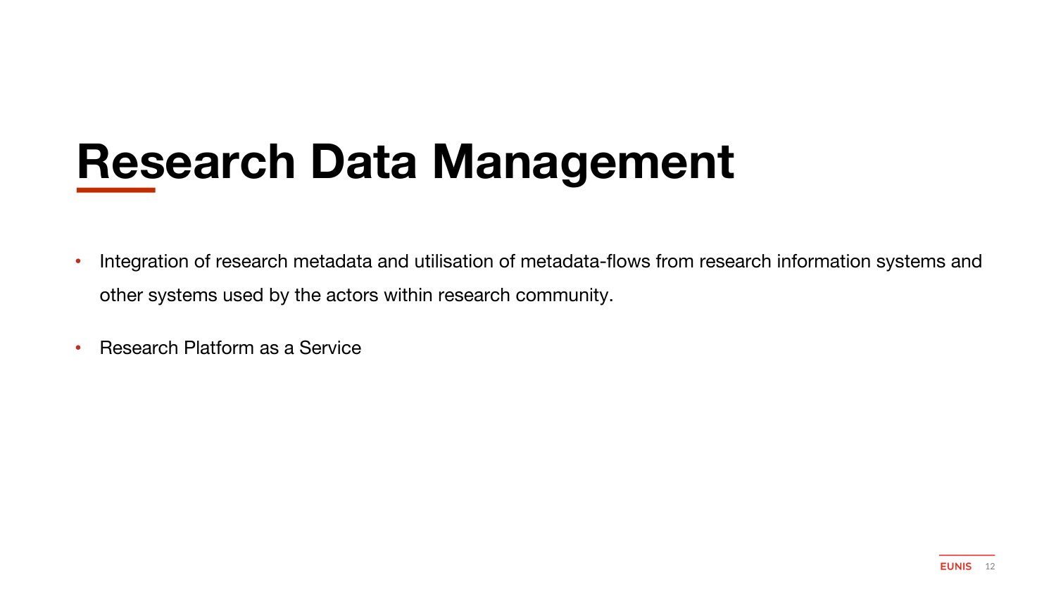# Research Data Management

- Integration of research metadata and utilisation of metadata-flows from research information systems and other systems used by the actors within research community.
- Research Platform as a Service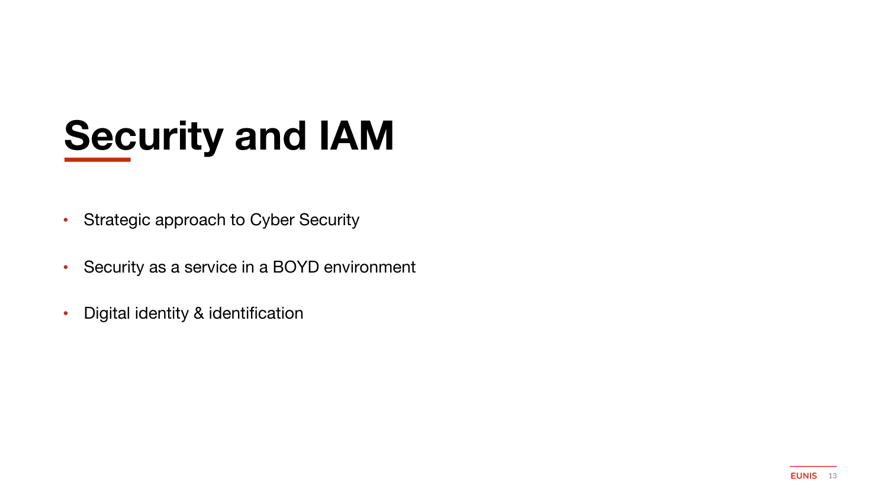# Security and IAM

- Strategic approach to Cyber Security
- Security as a service in a BOYD environment
- Digital identity & identification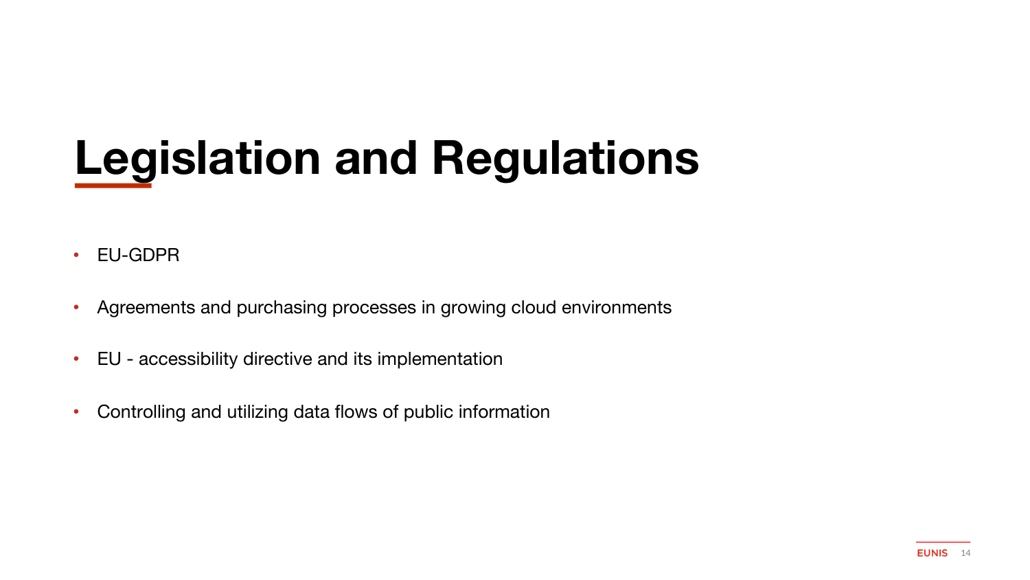# Legislation and Regulations

- EU-GDPR
- Agreements and purchasing processes in growing cloud environments
- EU - accessibility directive and its implementation
- Controlling and utilizing data flows of public information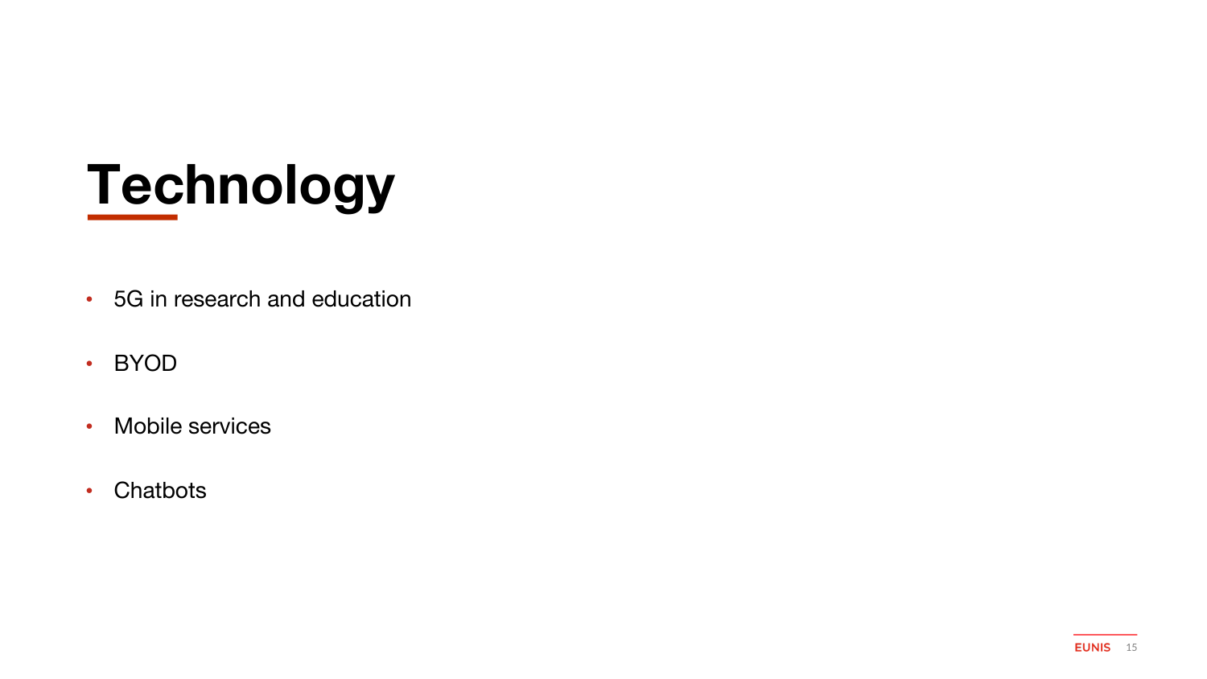# Technology

- 5G in research and education
- BYOD
- Mobile services
- Chatbots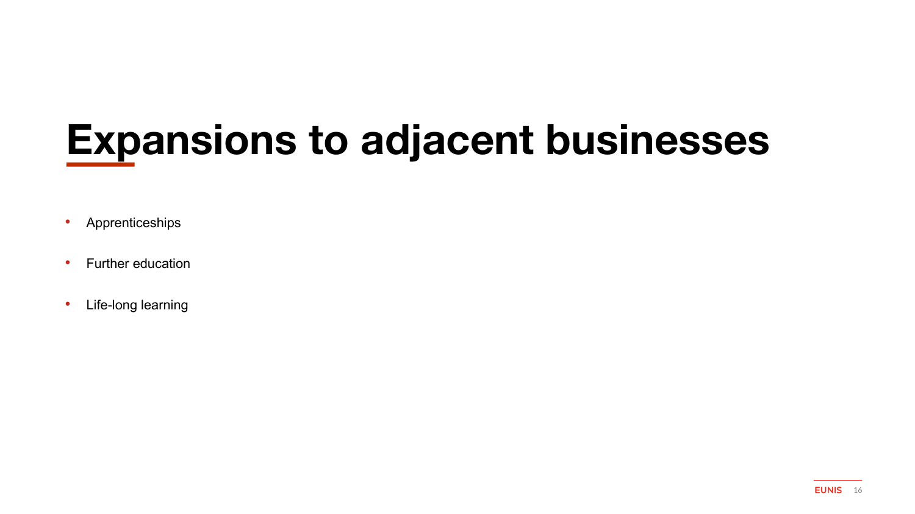# Expansions to adjacent businesses

- Apprenticeships
- Further education
- Life-long learning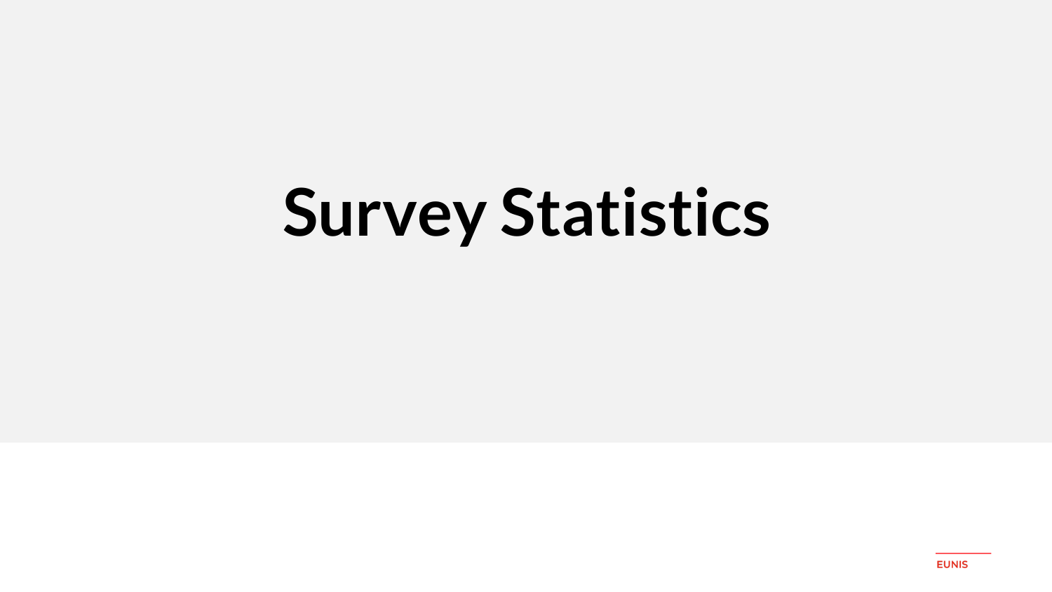# Survey Statistics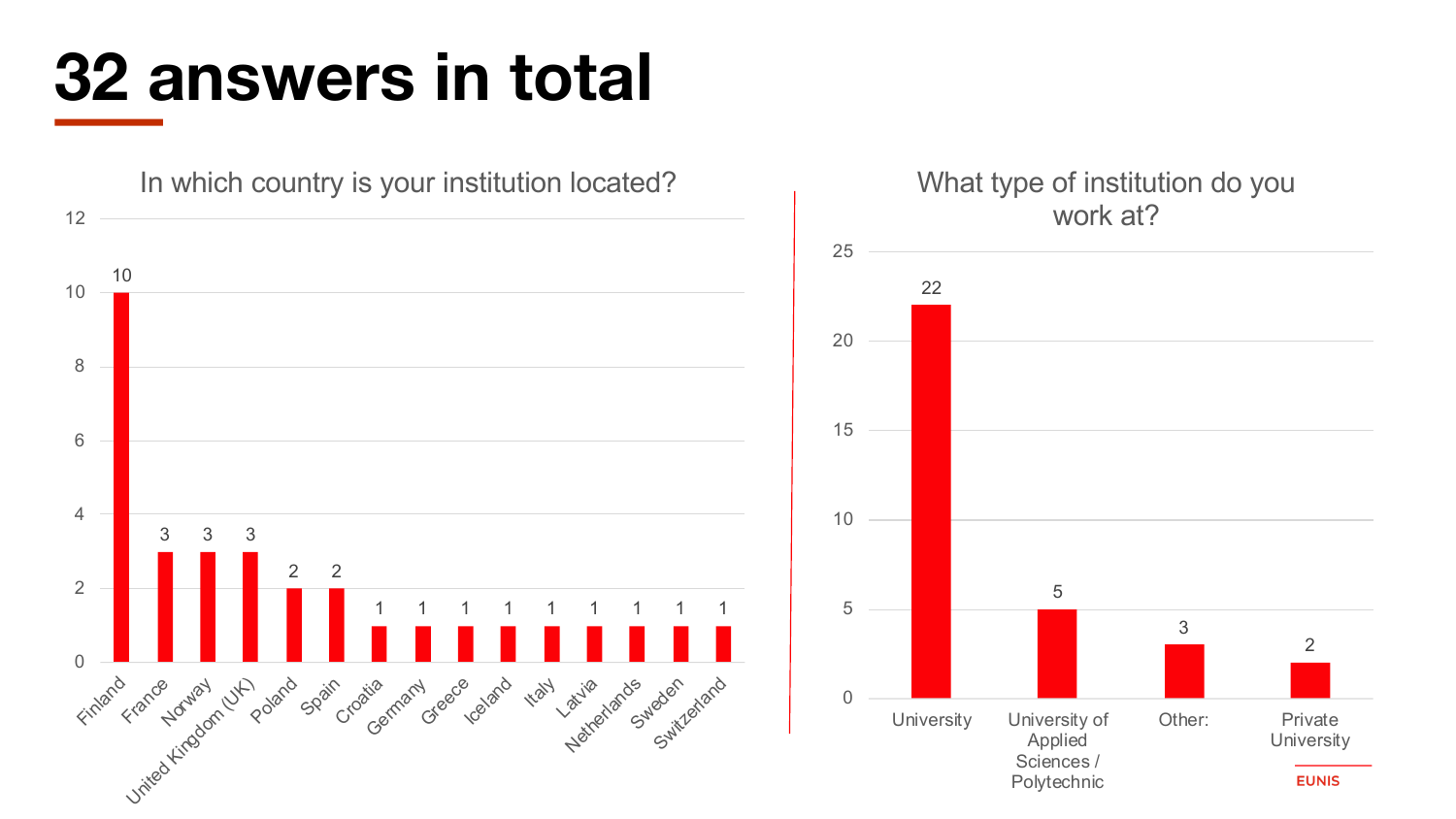# 32 answers in total

**In which country is your institution located?**

| Country | Answers |
|---|---|
| Finland | 10 |
| France | 3 |
| Norway | 3 |
| United Kingdom (UK) | 3 |
| Poland | 2 |
| Spain | 2 |
| Croatia | 1 |
| Germany | 1 |
| Greece | 1 |
| Iceland | 1 |
| Italy | 1 |
| Latvia | 1 |
| Netherlands | 1 |
| Sweden | 1 |
| Switzerland | 1 |

**What type of institution do you work at?**

| Type | Answers |
|---|---|
| University | 22 |
| University of Applied Sciences / Polytechnic | 5 |
| Other: | 3 |
| Private University | 2 |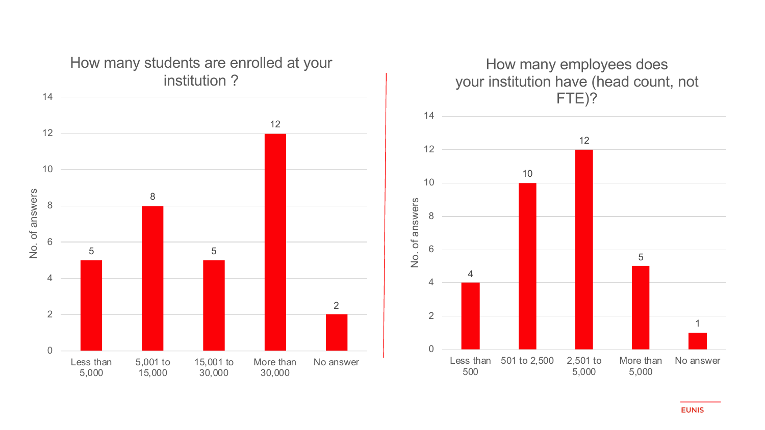## How many students are enrolled at your institution ?

| Answer | No. of answers |
|---|---|
| Less than 5,000 | 5 |
| 5,001 to 15,000 | 8 |
| 15,001 to 30,000 | 5 |
| More than 30,000 | 12 |
| No answer | 2 |

## How many employees does your institution have (head count, not FTE)?

| Answer | No. of answers |
|---|---|
| Less than 500 | 4 |
| 501 to 2,500 | 10 |
| 2,501 to 5,000 | 12 |
| More than 5,000 | 5 |
| No answer | 1 |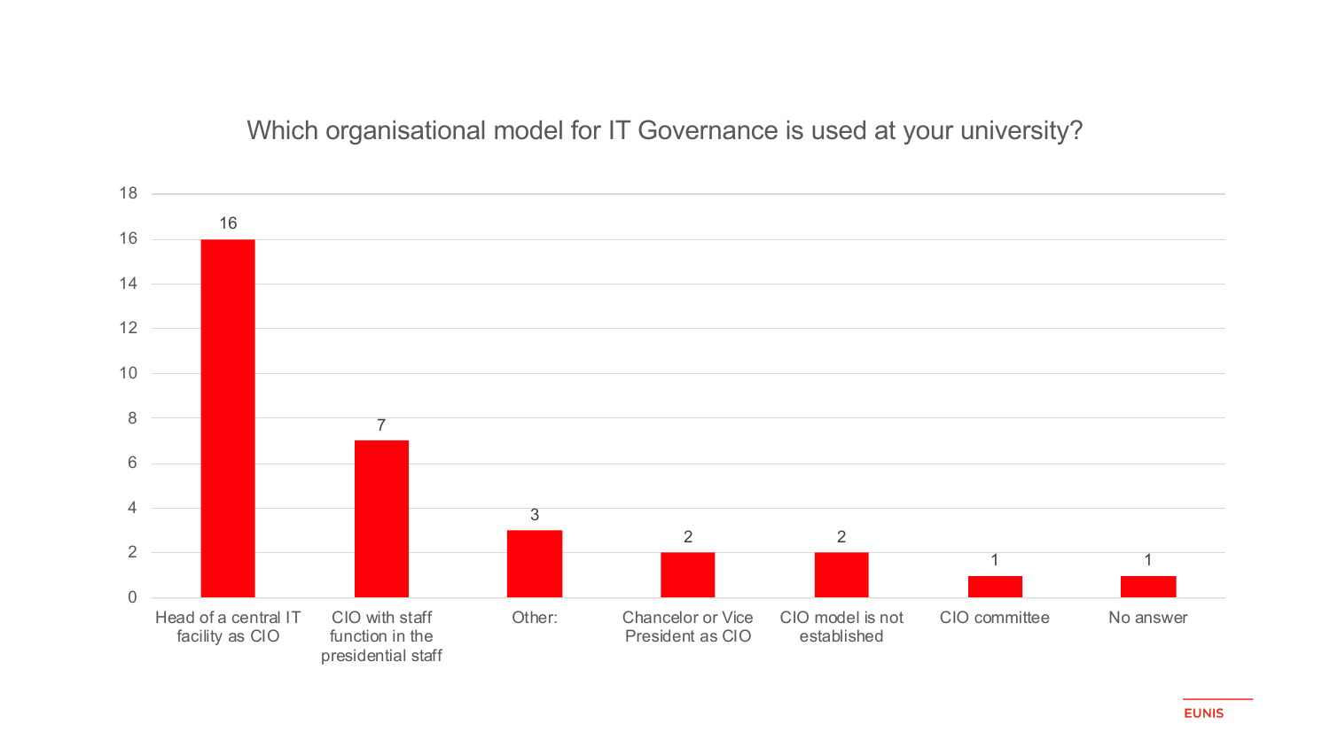## Which organisational model for IT Governance is used at your university?

| Model | Count |
|---|---|
| Head of a central IT facility as CIO | 16 |
| CIO with staff function in the presidential staff | 7 |
| Other: | 3 |
| Chancelor or Vice President as CIO | 2 |
| CIO model is not established | 2 |
| CIO committee | 1 |
| No answer | 1 |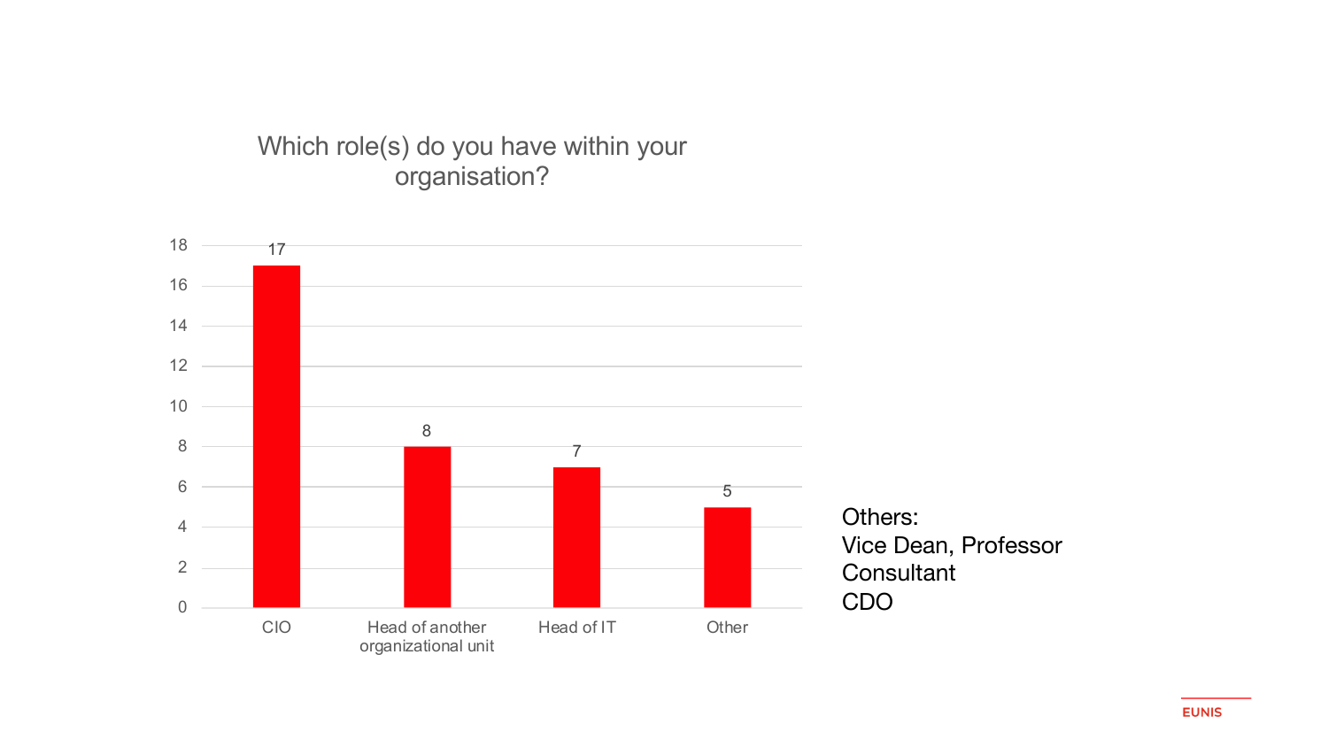## Which role(s) do you have within your organisation?

| Role | Count |
|---|---|
| CIO | 17 |
| Head of another organizational unit | 8 |
| Head of IT | 7 |
| Other | 5 |

Others:
Vice Dean, Professor
Consultant
CDO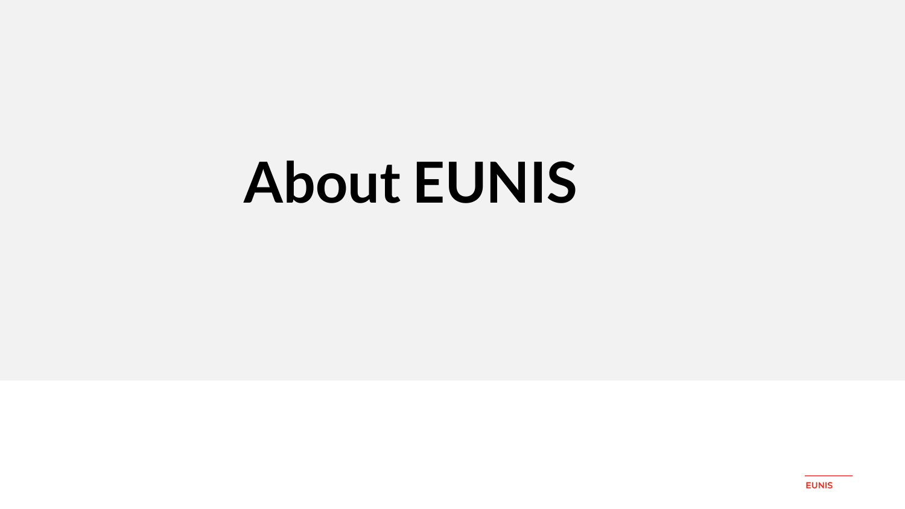# About EUNIS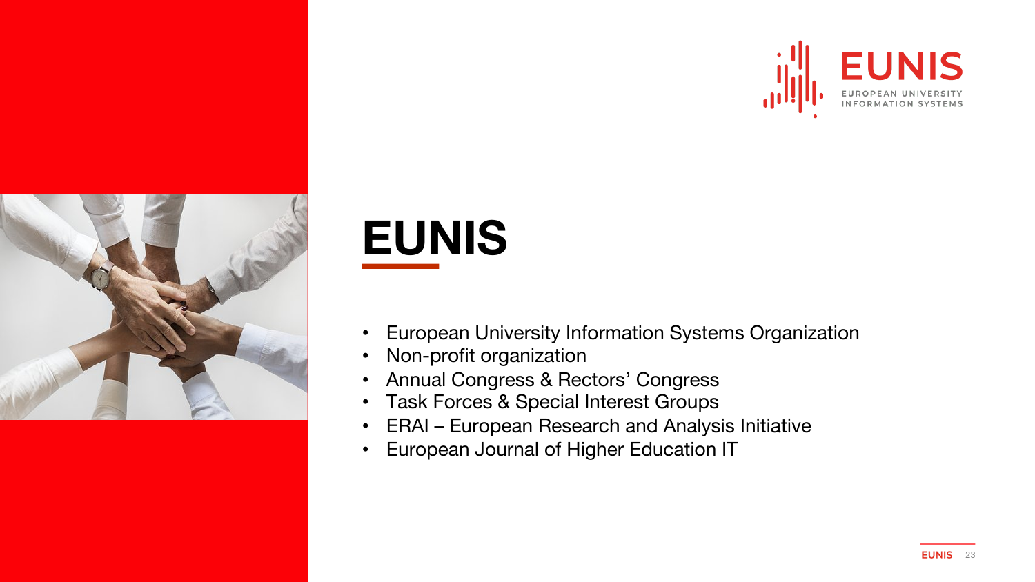# EUNIS

- European University Information Systems Organization
- Non-profit organization
- Annual Congress & Rectors’ Congress
- Task Forces & Special Interest Groups
- ERAI – European Research and Analysis Initiative
- European Journal of Higher Education IT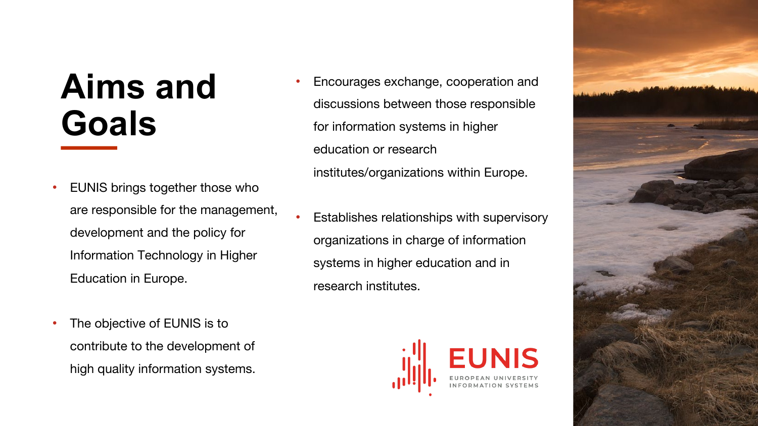# Aims and Goals

- EUNIS brings together those who are responsible for the management, development and the policy for Information Technology in Higher Education in Europe.
- The objective of EUNIS is to contribute to the development of high quality information systems.
- Encourages exchange, cooperation and discussions between those responsible for information systems in higher education or research institutes/organizations within Europe.
- Establishes relationships with supervisory organizations in charge of information systems in higher education and in research institutes.

EUNIS
EUROPEAN UNIVERSITY INFORMATION SYSTEMS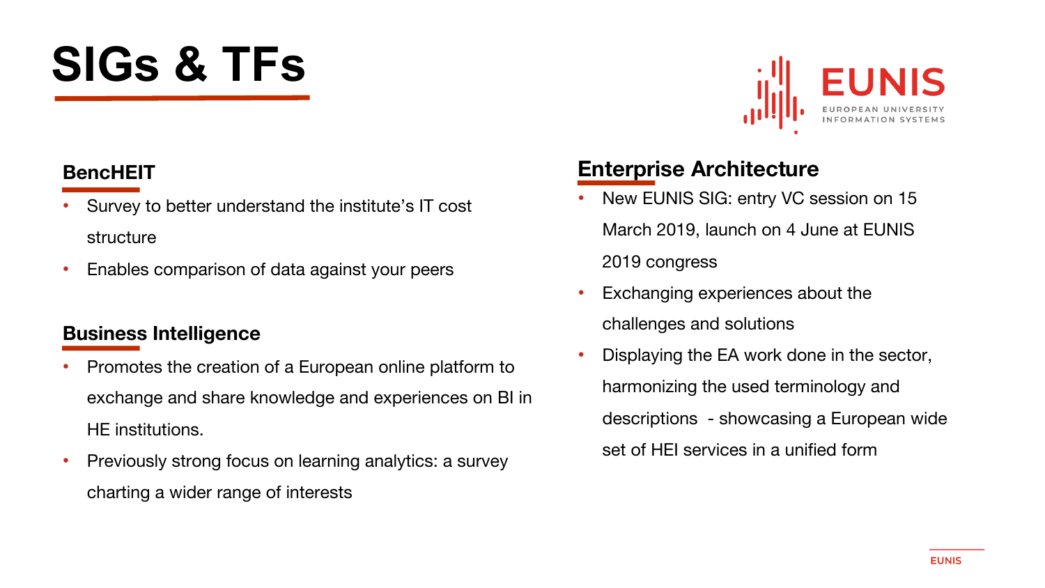# SIGs & TFs

## BencHEIT

- Survey to better understand the institute's IT cost structure
- Enables comparison of data against your peers

## Business Intelligence

- Promotes the creation of a European online platform to exchange and share knowledge and experiences on BI in HE institutions.
- Previously strong focus on learning analytics: a survey charting a wider range of interests

## Enterprise Architecture

- New EUNIS SIG: entry VC session on 15 March 2019, launch on 4 June at EUNIS 2019 congress
- Exchanging experiences about the challenges and solutions
- Displaying the EA work done in the sector, harmonizing the used terminology and descriptions - showcasing a European wide set of HEI services in a unified form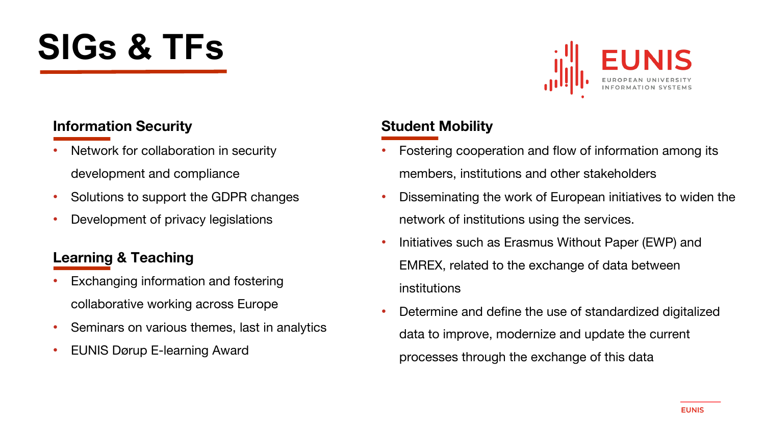# SIGs & TFs

### Information Security

- Network for collaboration in security development and compliance
- Solutions to support the GDPR changes
- Development of privacy legislations

### Learning & Teaching

- Exchanging information and fostering collaborative working across Europe
- Seminars on various themes, last in analytics
- EUNIS Dørup E-learning Award

### Student Mobility

- Fostering cooperation and flow of information among its members, institutions and other stakeholders
- Disseminating the work of European initiatives to widen the network of institutions using the services.
- Initiatives such as Erasmus Without Paper (EWP) and EMREX, related to the exchange of data between institutions
- Determine and define the use of standardized digitalized data to improve, modernize and update the current processes through the exchange of this data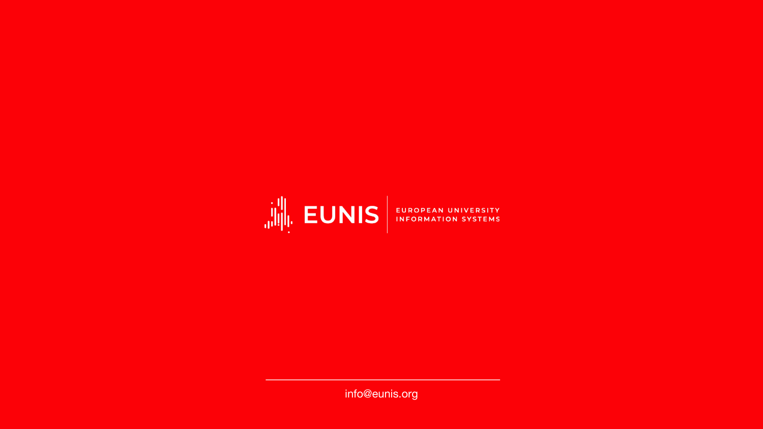EUNIS

EUROPEAN UNIVERSITY
INFORMATION SYSTEMS

info@eunis.org